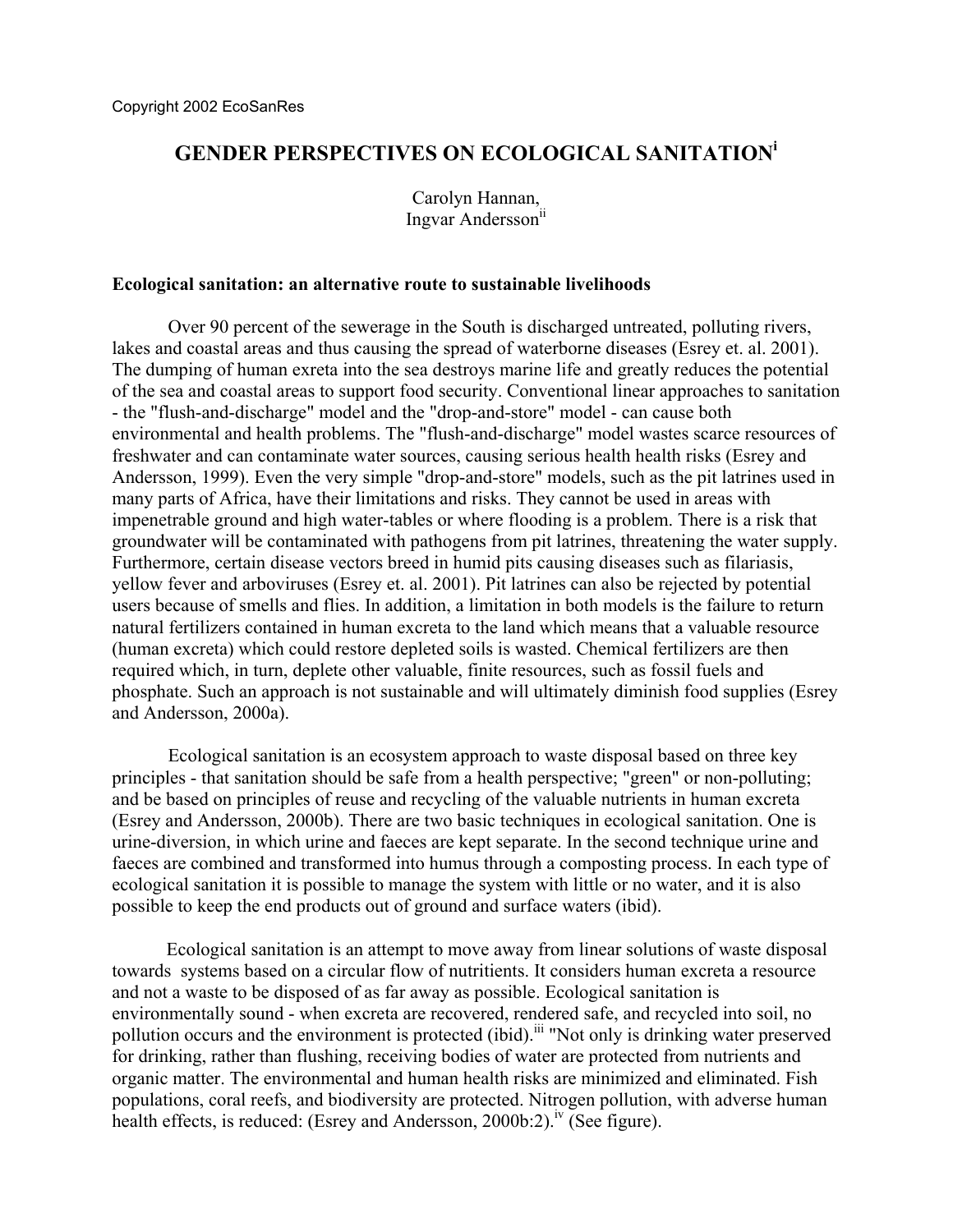Copyright 2002 EcoSanRes

# GENDER PERSPECTIVES ON ECOLOGICAL SANITATION[i]

Carolyn Hannan,
Ingvar Andersson[ii]

### Ecological sanitation: an alternative route to sustainable livelihoods

Over 90 percent of the sewerage in the South is discharged untreated, polluting rivers, lakes and coastal areas and thus causing the spread of waterborne diseases (Esrey et. al. 2001). The dumping of human exreta into the sea destroys marine life and greatly reduces the potential of the sea and coastal areas to support food security. Conventional linear approaches to sanitation - the "flush-and-discharge" model and the "drop-and-store" model - can cause both environmental and health problems. The "flush-and-discharge" model wastes scarce resources of freshwater and can contaminate water sources, causing serious health health risks (Esrey and Andersson, 1999). Even the very simple "drop-and-store" models, such as the pit latrines used in many parts of Africa, have their limitations and risks. They cannot be used in areas with impenetrable ground and high water-tables or where flooding is a problem. There is a risk that groundwater will be contaminated with pathogens from pit latrines, threatening the water supply. Furthermore, certain disease vectors breed in humid pits causing diseases such as filariasis, yellow fever and arboviruses (Esrey et. al. 2001). Pit latrines can also be rejected by potential users because of smells and flies. In addition, a limitation in both models is the failure to return natural fertilizers contained in human excreta to the land which means that a valuable resource (human excreta) which could restore depleted soils is wasted. Chemical fertilizers are then required which, in turn, deplete other valuable, finite resources, such as fossil fuels and phosphate. Such an approach is not sustainable and will ultimately diminish food supplies (Esrey and Andersson, 2000a).

Ecological sanitation is an ecosystem approach to waste disposal based on three key principles - that sanitation should be safe from a health perspective; "green" or non-polluting; and be based on principles of reuse and recycling of the valuable nutrients in human excreta (Esrey and Andersson, 2000b). There are two basic techniques in ecological sanitation. One is urine-diversion, in which urine and faeces are kept separate. In the second technique urine and faeces are combined and transformed into humus through a composting process. In each type of ecological sanitation it is possible to manage the system with little or no water, and it is also possible to keep the end products out of ground and surface waters (ibid).

Ecological sanitation is an attempt to move away from linear solutions of waste disposal towards systems based on a circular flow of nutritients. It considers human excreta a resource and not a waste to be disposed of as far away as possible. Ecological sanitation is environmentally sound - when excreta are recovered, rendered safe, and recycled into soil, no pollution occurs and the environment is protected (ibid).[iii] "Not only is drinking water preserved for drinking, rather than flushing, receiving bodies of water are protected from nutrients and organic matter. The environmental and human health risks are minimized and eliminated. Fish populations, coral reefs, and biodiversity are protected. Nitrogen pollution, with adverse human health effects, is reduced: (Esrey and Andersson, 2000b:2).[iv] (See figure).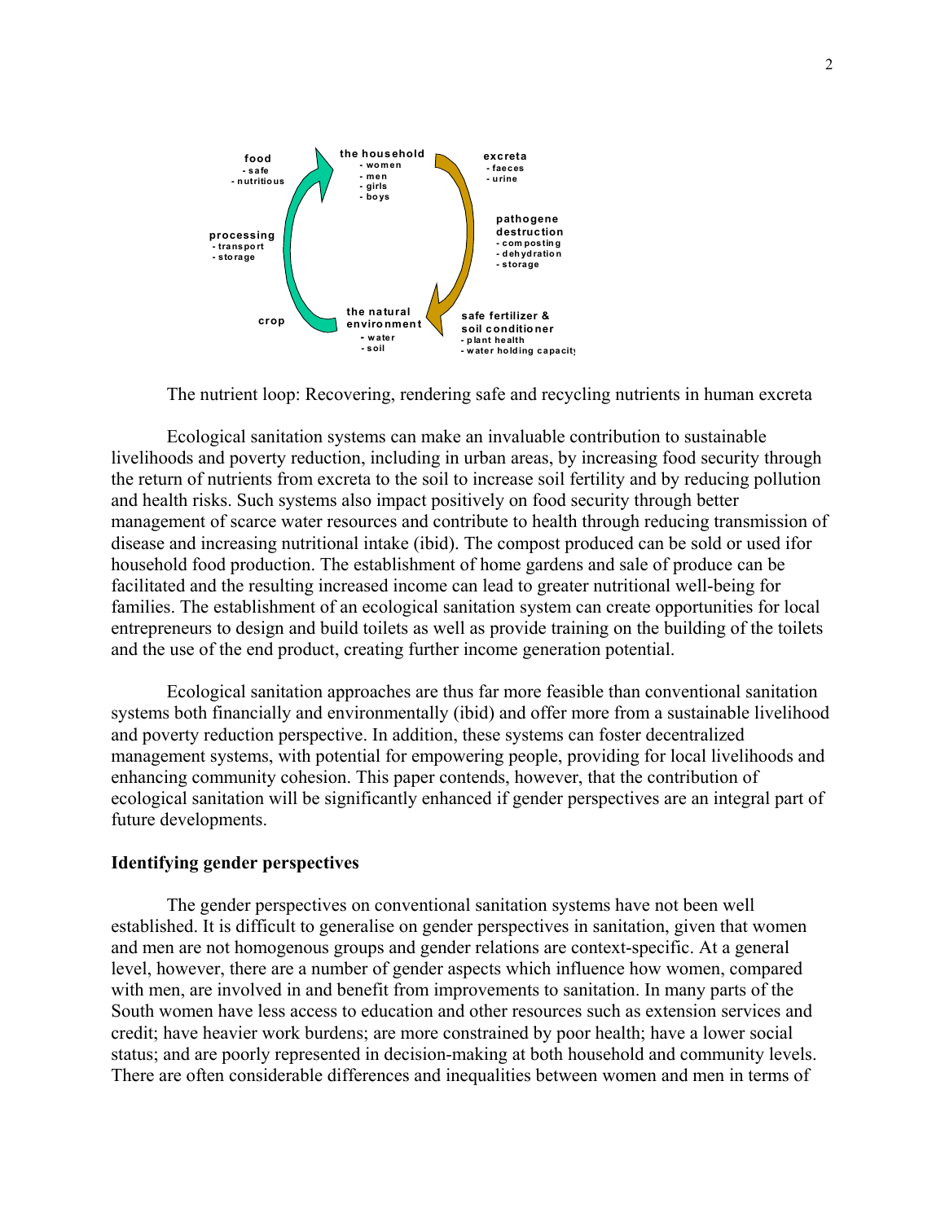**the household**
- women
- men
- girls
- boys

**excreta**
- faeces
- urine

**pathogene destruction**
- composting
- dehydration
- storage

**safe fertilizer & soil conditioner**
- plant health
- water holding capacity

**the natural environment**
- water
- soil

**crop**

**processing**
- transport
- storage

**food**
- safe
- nutritious

The nutrient loop: Recovering, rendering safe and recycling nutrients in human excreta

Ecological sanitation systems can make an invaluable contribution to sustainable livelihoods and poverty reduction, including in urban areas, by increasing food security through the return of nutrients from excreta to the soil to increase soil fertility and by reducing pollution and health risks. Such systems also impact positively on food security through better management of scarce water resources and contribute to health through reducing transmission of disease and increasing nutritional intake (ibid). The compost produced can be sold or used ifor household food production. The establishment of home gardens and sale of produce can be facilitated and the resulting increased income can lead to greater nutritional well-being for families. The establishment of an ecological sanitation system can create opportunities for local entrepreneurs to design and build toilets as well as provide training on the building of the toilets and the use of the end product, creating further income generation potential.

Ecological sanitation approaches are thus far more feasible than conventional sanitation systems both financially and environmentally (ibid) and offer more from a sustainable livelihood and poverty reduction perspective. In addition, these systems can foster decentralized management systems, with potential for empowering people, providing for local livelihoods and enhancing community cohesion. This paper contends, however, that the contribution of ecological sanitation will be significantly enhanced if gender perspectives are an integral part of future developments.

**Identifying gender perspectives**

The gender perspectives on conventional sanitation systems have not been well established. It is difficult to generalise on gender perspectives in sanitation, given that women and men are not homogenous groups and gender relations are context-specific. At a general level, however, there are a number of gender aspects which influence how women, compared with men, are involved in and benefit from improvements to sanitation. In many parts of the South women have less access to education and other resources such as extension services and credit; have heavier work burdens; are more constrained by poor health; have a lower social status; and are poorly represented in decision-making at both household and community levels. There are often considerable differences and inequalities between women and men in terms of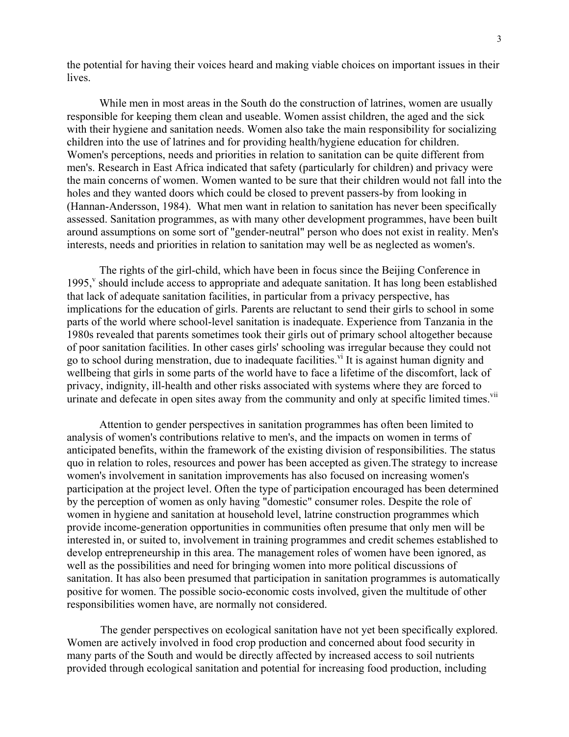the potential for having their voices heard and making viable choices on important issues in their lives.

While men in most areas in the South do the construction of latrines, women are usually responsible for keeping them clean and useable. Women assist children, the aged and the sick with their hygiene and sanitation needs. Women also take the main responsibility for socializing children into the use of latrines and for providing health/hygiene education for children. Women's perceptions, needs and priorities in relation to sanitation can be quite different from men's. Research in East Africa indicated that safety (particularly for children) and privacy were the main concerns of women. Women wanted to be sure that their children would not fall into the holes and they wanted doors which could be closed to prevent passers-by from looking in (Hannan-Andersson, 1984). What men want in relation to sanitation has never been specifically assessed. Sanitation programmes, as with many other development programmes, have been built around assumptions on some sort of "gender-neutral" person who does not exist in reality. Men's interests, needs and priorities in relation to sanitation may well be as neglected as women's.

The rights of the girl-child, which have been in focus since the Beijing Conference in 1995,[v] should include access to appropriate and adequate sanitation. It has long been established that lack of adequate sanitation facilities, in particular from a privacy perspective, has implications for the education of girls. Parents are reluctant to send their girls to school in some parts of the world where school-level sanitation is inadequate. Experience from Tanzania in the 1980s revealed that parents sometimes took their girls out of primary school altogether because of poor sanitation facilities. In other cases girls' schooling was irregular because they could not go to school during menstration, due to inadequate facilities.[vi] It is against human dignity and wellbeing that girls in some parts of the world have to face a lifetime of the discomfort, lack of privacy, indignity, ill-health and other risks associated with systems where they are forced to urinate and defecate in open sites away from the community and only at specific limited times.[vii]

Attention to gender perspectives in sanitation programmes has often been limited to analysis of women's contributions relative to men's, and the impacts on women in terms of anticipated benefits, within the framework of the existing division of responsibilities. The status quo in relation to roles, resources and power has been accepted as given.The strategy to increase women's involvement in sanitation improvements has also focused on increasing women's participation at the project level. Often the type of participation encouraged has been determined by the perception of women as only having "domestic" consumer roles. Despite the role of women in hygiene and sanitation at household level, latrine construction programmes which provide income-generation opportunities in communities often presume that only men will be interested in, or suited to, involvement in training programmes and credit schemes established to develop entrepreneurship in this area. The management roles of women have been ignored, as well as the possibilities and need for bringing women into more political discussions of sanitation. It has also been presumed that participation in sanitation programmes is automatically positive for women. The possible socio-economic costs involved, given the multitude of other responsibilities women have, are normally not considered.

The gender perspectives on ecological sanitation have not yet been specifically explored. Women are actively involved in food crop production and concerned about food security in many parts of the South and would be directly affected by increased access to soil nutrients provided through ecological sanitation and potential for increasing food production, including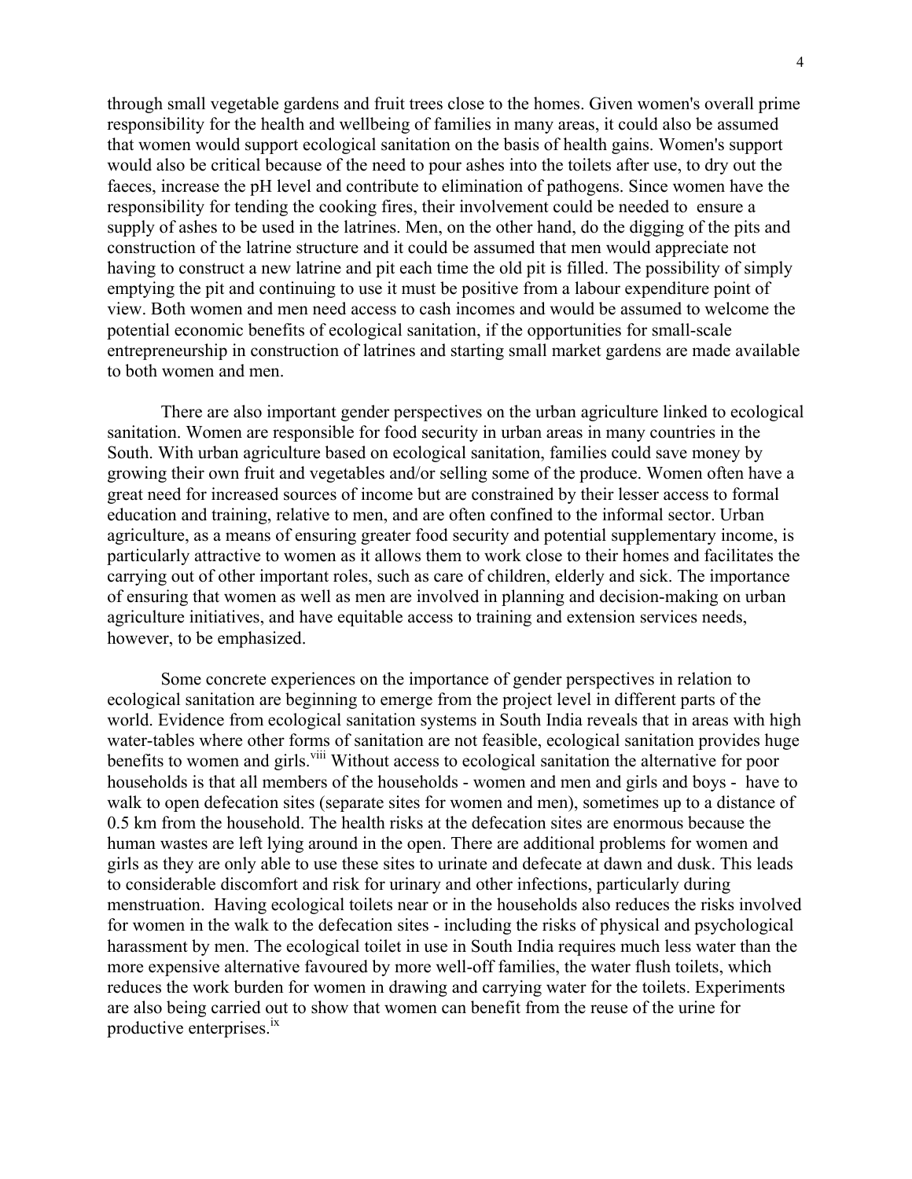through small vegetable gardens and fruit trees close to the homes. Given women's overall prime responsibility for the health and wellbeing of families in many areas, it could also be assumed that women would support ecological sanitation on the basis of health gains. Women's support would also be critical because of the need to pour ashes into the toilets after use, to dry out the faeces, increase the pH level and contribute to elimination of pathogens. Since women have the responsibility for tending the cooking fires, their involvement could be needed to ensure a supply of ashes to be used in the latrines. Men, on the other hand, do the digging of the pits and construction of the latrine structure and it could be assumed that men would appreciate not having to construct a new latrine and pit each time the old pit is filled. The possibility of simply emptying the pit and continuing to use it must be positive from a labour expenditure point of view. Both women and men need access to cash incomes and would be assumed to welcome the potential economic benefits of ecological sanitation, if the opportunities for small-scale entrepreneurship in construction of latrines and starting small market gardens are made available to both women and men.

There are also important gender perspectives on the urban agriculture linked to ecological sanitation. Women are responsible for food security in urban areas in many countries in the South. With urban agriculture based on ecological sanitation, families could save money by growing their own fruit and vegetables and/or selling some of the produce. Women often have a great need for increased sources of income but are constrained by their lesser access to formal education and training, relative to men, and are often confined to the informal sector. Urban agriculture, as a means of ensuring greater food security and potential supplementary income, is particularly attractive to women as it allows them to work close to their homes and facilitates the carrying out of other important roles, such as care of children, elderly and sick. The importance of ensuring that women as well as men are involved in planning and decision-making on urban agriculture initiatives, and have equitable access to training and extension services needs, however, to be emphasized.

Some concrete experiences on the importance of gender perspectives in relation to ecological sanitation are beginning to emerge from the project level in different parts of the world. Evidence from ecological sanitation systems in South India reveals that in areas with high water-tables where other forms of sanitation are not feasible, ecological sanitation provides huge benefits to women and girls.[viii] Without access to ecological sanitation the alternative for poor households is that all members of the households - women and men and girls and boys - have to walk to open defecation sites (separate sites for women and men), sometimes up to a distance of 0.5 km from the household. The health risks at the defecation sites are enormous because the human wastes are left lying around in the open. There are additional problems for women and girls as they are only able to use these sites to urinate and defecate at dawn and dusk. This leads to considerable discomfort and risk for urinary and other infections, particularly during menstruation. Having ecological toilets near or in the households also reduces the risks involved for women in the walk to the defecation sites - including the risks of physical and psychological harassment by men. The ecological toilet in use in South India requires much less water than the more expensive alternative favoured by more well-off families, the water flush toilets, which reduces the work burden for women in drawing and carrying water for the toilets. Experiments are also being carried out to show that women can benefit from the reuse of the urine for productive enterprises.[ix]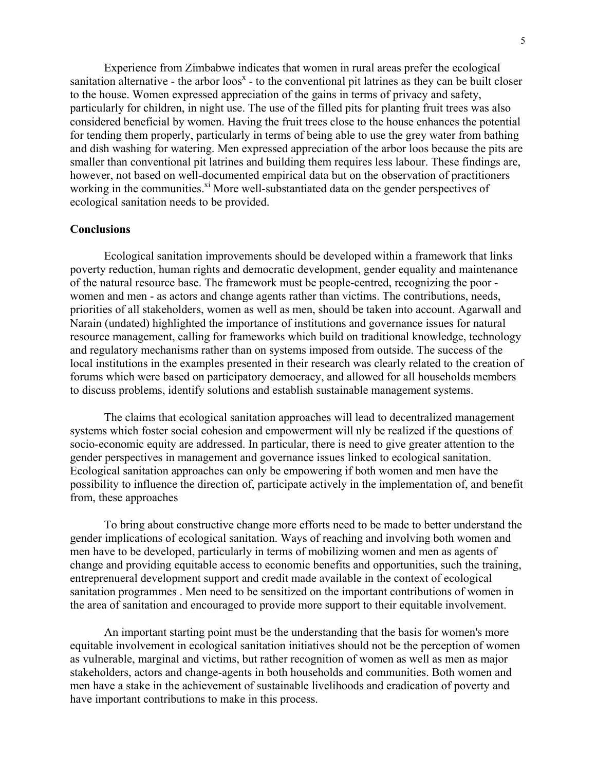Experience from Zimbabwe indicates that women in rural areas prefer the ecological sanitation alternative - the arbor loos[x] - to the conventional pit latrines as they can be built closer to the house. Women expressed appreciation of the gains in terms of privacy and safety, particularly for children, in night use. The use of the filled pits for planting fruit trees was also considered beneficial by women. Having the fruit trees close to the house enhances the potential for tending them properly, particularly in terms of being able to use the grey water from bathing and dish washing for watering. Men expressed appreciation of the arbor loos because the pits are smaller than conventional pit latrines and building them requires less labour. These findings are, however, not based on well-documented empirical data but on the observation of practitioners working in the communities.[xi] More well-substantiated data on the gender perspectives of ecological sanitation needs to be provided.

**Conclusions**

Ecological sanitation improvements should be developed within a framework that links poverty reduction, human rights and democratic development, gender equality and maintenance of the natural resource base. The framework must be people-centred, recognizing the poor - women and men - as actors and change agents rather than victims. The contributions, needs, priorities of all stakeholders, women as well as men, should be taken into account. Agarwall and Narain (undated) highlighted the importance of institutions and governance issues for natural resource management, calling for frameworks which build on traditional knowledge, technology and regulatory mechanisms rather than on systems imposed from outside. The success of the local institutions in the examples presented in their research was clearly related to the creation of forums which were based on participatory democracy, and allowed for all households members to discuss problems, identify solutions and establish sustainable management systems.

The claims that ecological sanitation approaches will lead to decentralized management systems which foster social cohesion and empowerment will nly be realized if the questions of socio-economic equity are addressed. In particular, there is need to give greater attention to the gender perspectives in management and governance issues linked to ecological sanitation. Ecological sanitation approaches can only be empowering if both women and men have the possibility to influence the direction of, participate actively in the implementation of, and benefit from, these approaches

To bring about constructive change more efforts need to be made to better understand the gender implications of ecological sanitation. Ways of reaching and involving both women and men have to be developed, particularly in terms of mobilizing women and men as agents of change and providing equitable access to economic benefits and opportunities, such the training, entreprenueral development support and credit made available in the context of ecological sanitation programmes . Men need to be sensitized on the important contributions of women in the area of sanitation and encouraged to provide more support to their equitable involvement.

An important starting point must be the understanding that the basis for women's more equitable involvement in ecological sanitation initiatives should not be the perception of women as vulnerable, marginal and victims, but rather recognition of women as well as men as major stakeholders, actors and change-agents in both households and communities. Both women and men have a stake in the achievement of sustainable livelihoods and eradication of poverty and have important contributions to make in this process.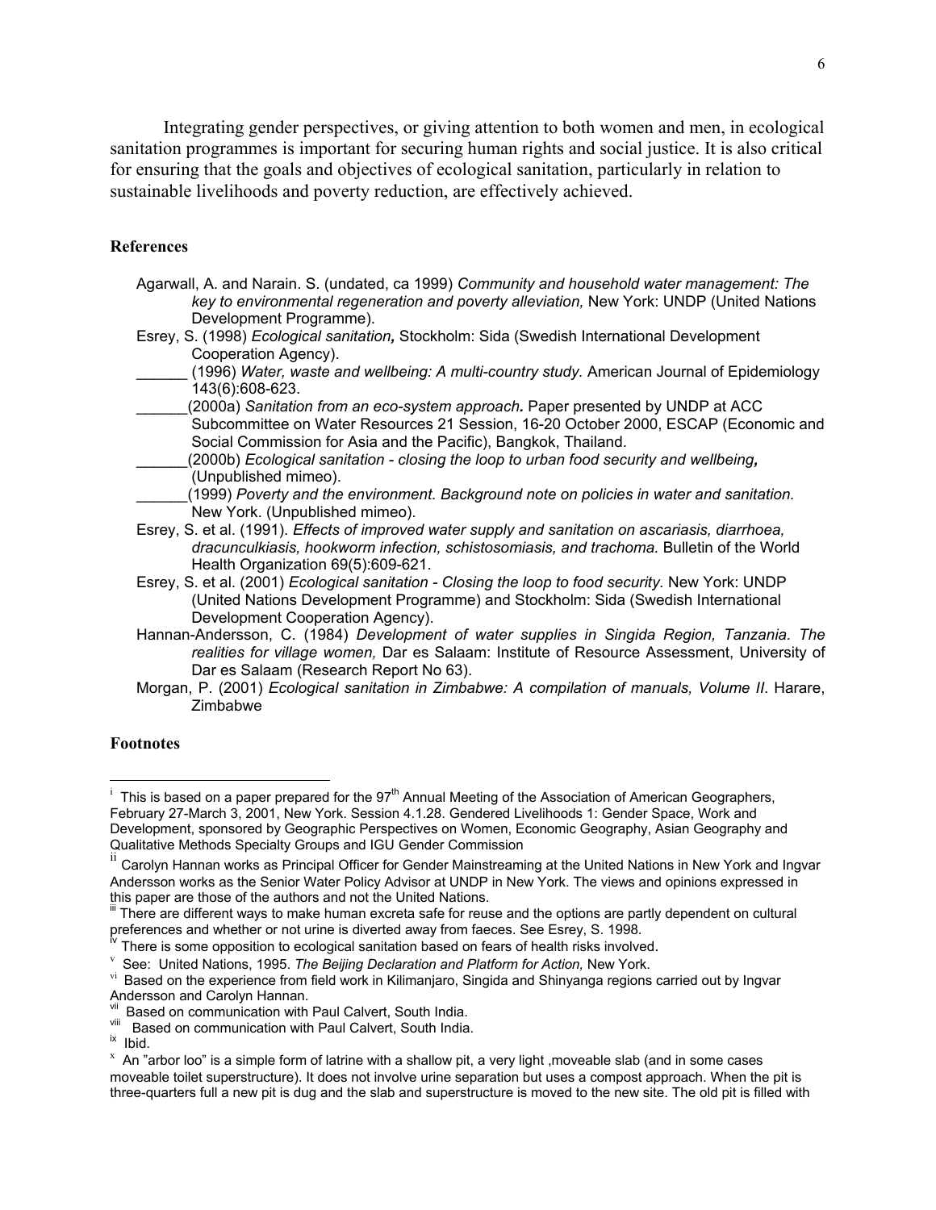Integrating gender perspectives, or giving attention to both women and men, in ecological sanitation programmes is important for securing human rights and social justice. It is also critical for ensuring that the goals and objectives of ecological sanitation, particularly in relation to sustainable livelihoods and poverty reduction, are effectively achieved.

## References

Agarwall, A. and Narain. S. (undated, ca 1999) *Community and household water management: The key to environmental regeneration and poverty alleviation,* New York: UNDP (United Nations Development Programme).

Esrey, S. (1998) *Ecological sanitation,* Stockholm: Sida (Swedish International Development Cooperation Agency).

______ (1996) *Water, waste and wellbeing: A multi-country study.* American Journal of Epidemiology 143(6):608-623.

______(2000a) *Sanitation from an eco-system approach.* Paper presented by UNDP at ACC Subcommittee on Water Resources 21 Session, 16-20 October 2000, ESCAP (Economic and Social Commission for Asia and the Pacific), Bangkok, Thailand.

______(2000b) *Ecological sanitation - closing the loop to urban food security and wellbeing,* (Unpublished mimeo).

______(1999) *Poverty and the environment. Background note on policies in water and sanitation.* New York. (Unpublished mimeo).

Esrey, S. et al. (1991). *Effects of improved water supply and sanitation on ascariasis, diarrhoea, dracunculkiasis, hookworm infection, schistosomiasis, and trachoma.* Bulletin of the World Health Organization 69(5):609-621.

Esrey, S. et al. (2001) *Ecological sanitation - Closing the loop to food security.* New York: UNDP (United Nations Development Programme) and Stockholm: Sida (Swedish International Development Cooperation Agency).

Hannan-Andersson, C. (1984) *Development of water supplies in Singida Region, Tanzania. The realities for village women,* Dar es Salaam: Institute of Resource Assessment, University of Dar es Salaam (Research Report No 63).

Morgan, P. (2001) *Ecological sanitation in Zimbabwe: A compilation of manuals, Volume II*. Harare, Zimbabwe

## Footnotes

[i] This is based on a paper prepared for the 97th Annual Meeting of the Association of American Geographers, February 27-March 3, 2001, New York. Session 4.1.28. Gendered Livelihoods 1: Gender Space, Work and Development, sponsored by Geographic Perspectives on Women, Economic Geography, Asian Geography and Qualitative Methods Specialty Groups and IGU Gender Commission

[ii] Carolyn Hannan works as Principal Officer for Gender Mainstreaming at the United Nations in New York and Ingvar Andersson works as the Senior Water Policy Advisor at UNDP in New York. The views and opinions expressed in this paper are those of the authors and not the United Nations.

[iii] There are different ways to make human excreta safe for reuse and the options are partly dependent on cultural preferences and whether or not urine is diverted away from faeces. See Esrey, S. 1998.

[iv] There is some opposition to ecological sanitation based on fears of health risks involved.

[v] See: United Nations, 1995. *The Beijing Declaration and Platform for Action,* New York.

[vi] Based on the experience from field work in Kilimanjaro, Singida and Shinyanga regions carried out by Ingvar Andersson and Carolyn Hannan.

[vii] Based on communication with Paul Calvert, South India.

[viii] Based on communication with Paul Calvert, South India.

[ix] Ibid.

[x] An "arbor loo" is a simple form of latrine with a shallow pit, a very light ,moveable slab (and in some cases moveable toilet superstructure). It does not involve urine separation but uses a compost approach. When the pit is three-quarters full a new pit is dug and the slab and superstructure is moved to the new site. The old pit is filled with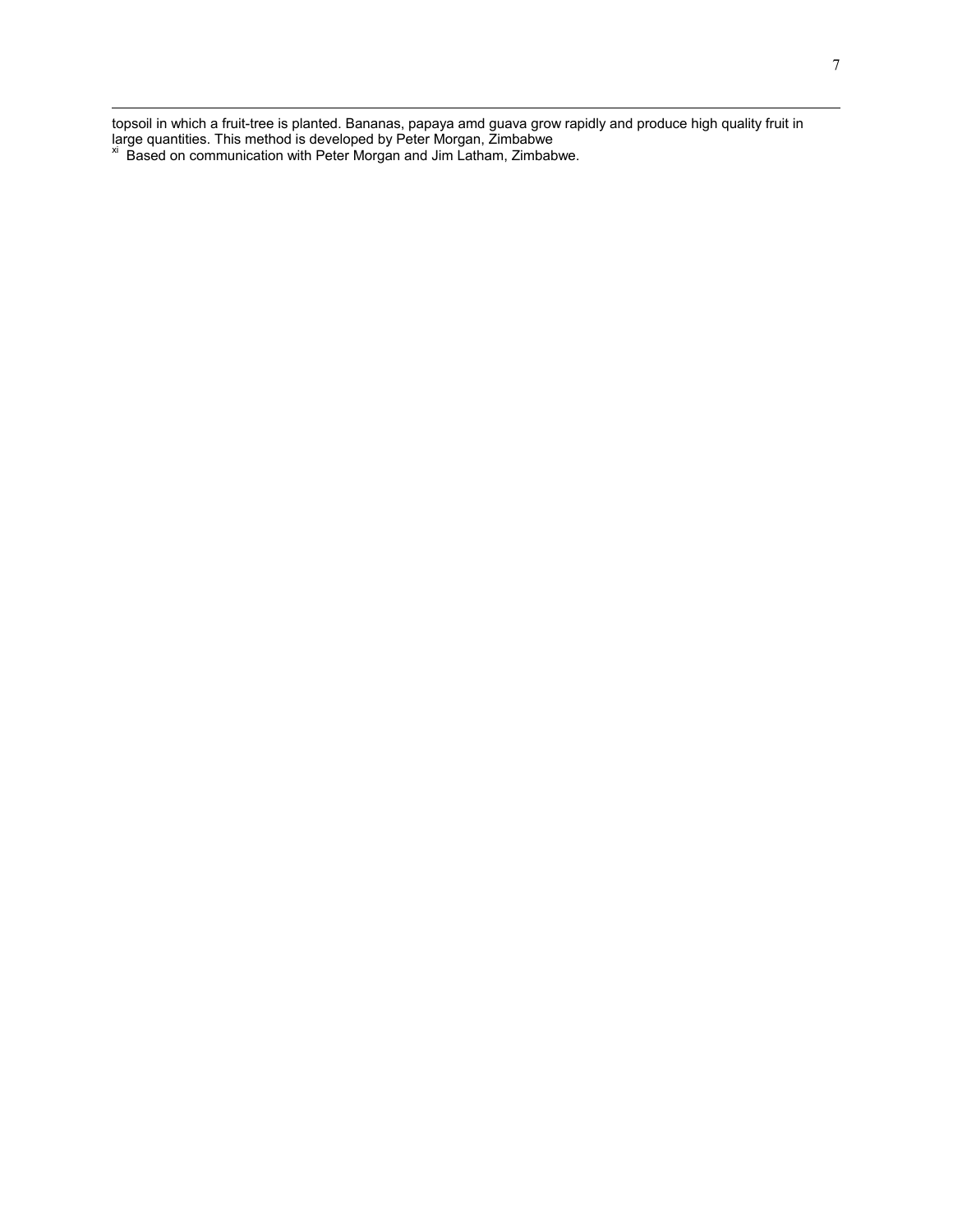topsoil in which a fruit-tree is planted. Bananas, papaya amd guava grow rapidly and produce high quality fruit in large quantities. This method is developed by Peter Morgan, Zimbabwe

[xi] Based on communication with Peter Morgan and Jim Latham, Zimbabwe.